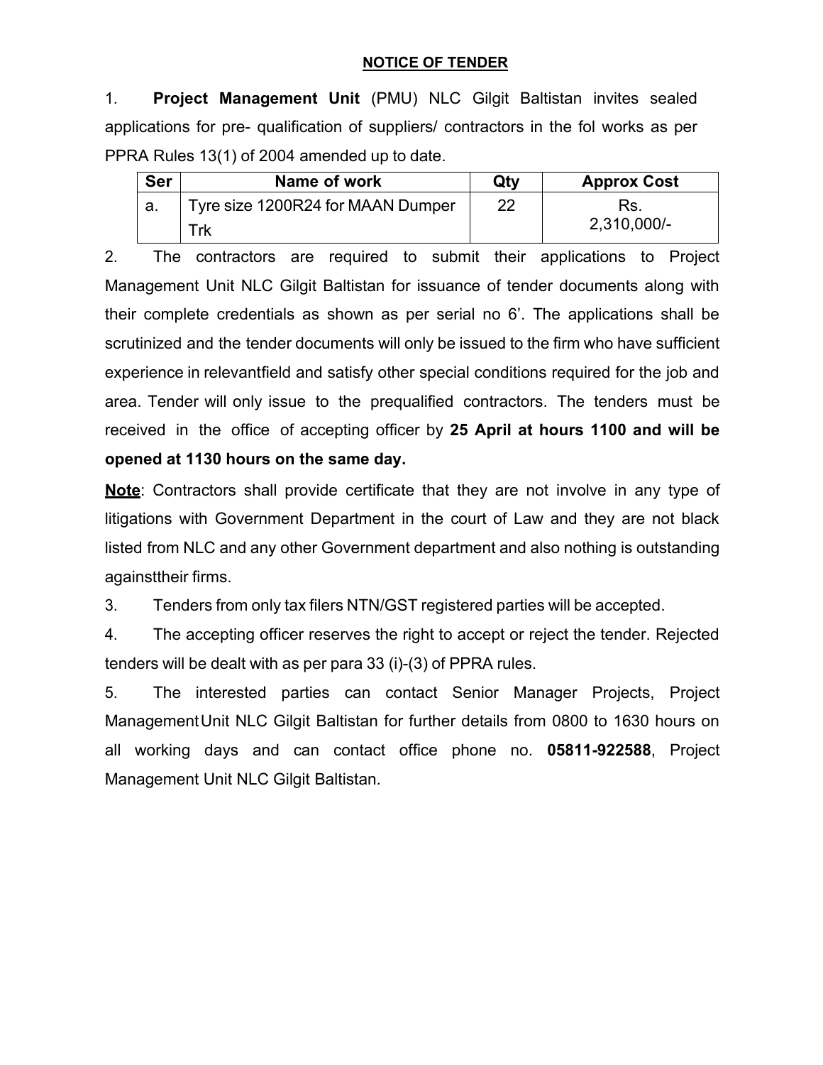**NOTICE OF TENDER**

1. **Project Management Unit** (PMU) NLC Gilgit Baltistan invites sealed applications for pre- qualification of suppliers/ contractors in the fol works as per PPRA Rules 13(1) of 2004 amended up to date.

| Ser | Name of work | Qty | Approx Cost |
|---|---|---|---|
| a. | Tyre size 1200R24 for MAAN Dumper Trk | 22 | Rs. 2,310,000/- |

2. The contractors are required to submit their applications to Project Management Unit NLC Gilgit Baltistan for issuance of tender documents along with their complete credentials as shown as per serial no 6'. The applications shall be scrutinized and the tender documents will only be issued to the firm who have sufficient experience in relevantfield and satisfy other special conditions required for the job and area. Tender will only issue to the prequalified contractors. The tenders must be received in the office of accepting officer by **25 April at hours 1100 and will be opened at 1130 hours on the same day.**

**Note**: Contractors shall provide certificate that they are not involve in any type of litigations with Government Department in the court of Law and they are not black listed from NLC and any other Government department and also nothing is outstanding againsttheir firms.

3. Tenders from only tax filers NTN/GST registered parties will be accepted.

4. The accepting officer reserves the right to accept or reject the tender. Rejected tenders will be dealt with as per para 33 (i)-(3) of PPRA rules.

5. The interested parties can contact Senior Manager Projects, Project Management Unit NLC Gilgit Baltistan for further details from 0800 to 1630 hours on all working days and can contact office phone no. **05811-922588**, Project Management Unit NLC Gilgit Baltistan.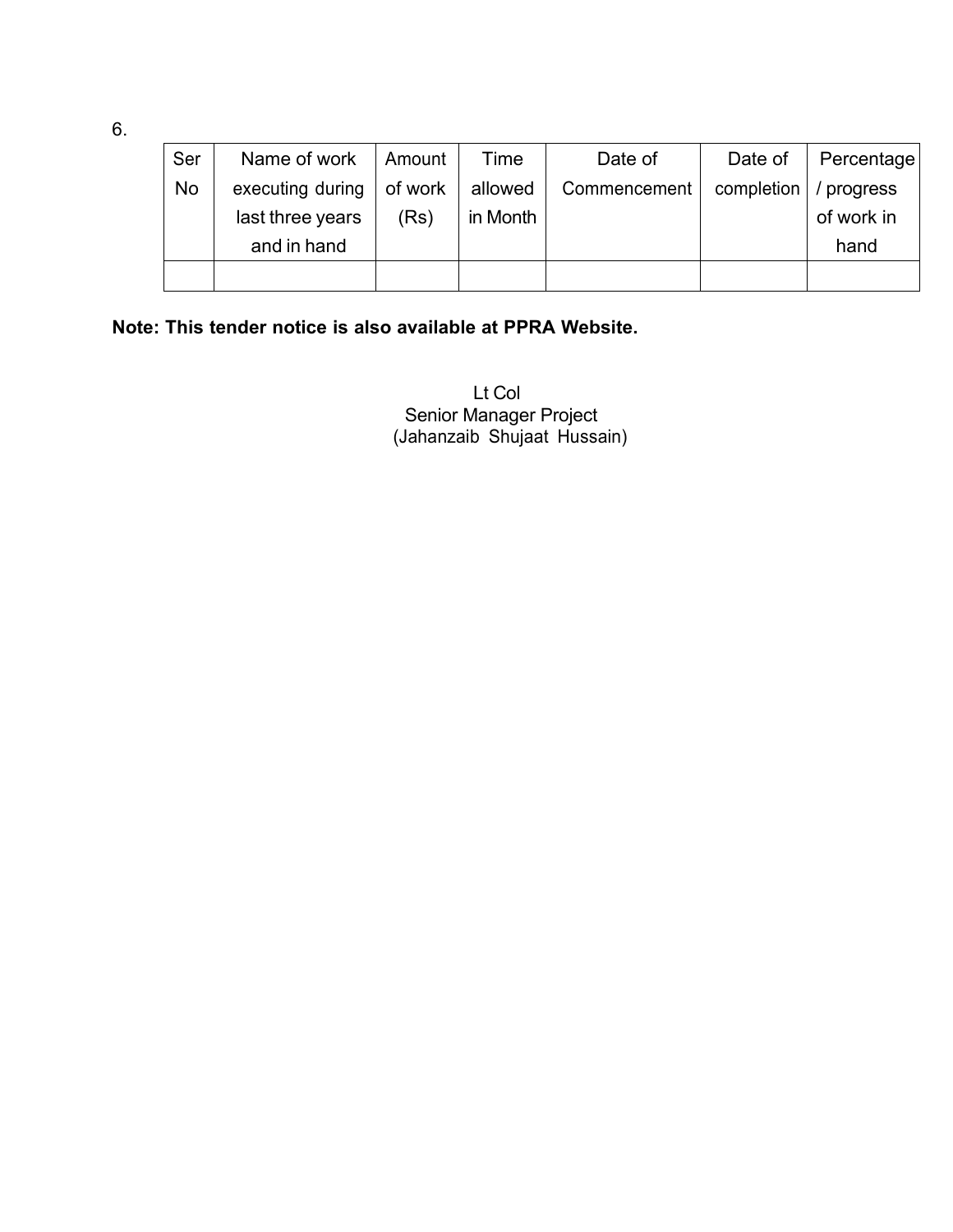6.

| Ser No | Name of work executing during last three years and in hand | Amount of work (Rs) | Time allowed in Month | Date of Commencement | Date of completion | Percentage / progress of work in hand |
|---|---|---|---|---|---|---|
| | | | | | | |

**Note: This tender notice is also available at PPRA Website.**

Lt Col
Senior Manager Project
(Jahanzaib Shujaat Hussain)